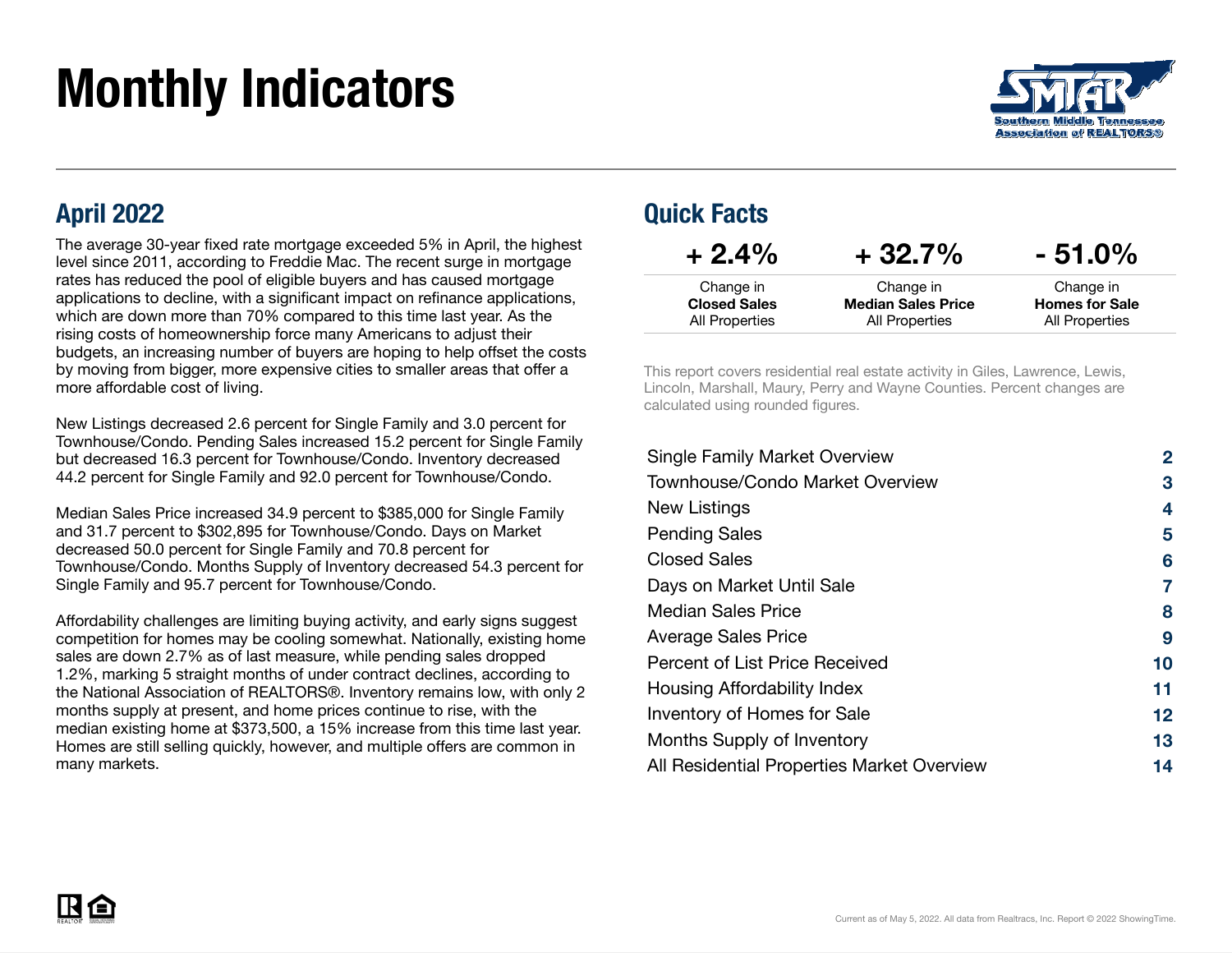# Monthly Indicators

## April 2022

The average 30-year fixed rate mortgage exceeded 5% in April, the highest level since 2011, according to Freddie Mac. The recent surge in mortgage rates has reduced the pool of eligible buyers and has caused mortgage applications to decline, with a significant impact on refinance applications, which are down more than 70% compared to this time last year. As the rising costs of homeownership force many Americans to adjust their budgets, an increasing number of buyers are hoping to help offset the costs by moving from bigger, more expensive cities to smaller areas that offer a more affordable cost of living.

New Listings decreased 2.6 percent for Single Family and 3.0 percent for Townhouse/Condo. Pending Sales increased 15.2 percent for Single Family but decreased 16.3 percent for Townhouse/Condo. Inventory decreased 44.2 percent for Single Family and 92.0 percent for Townhouse/Condo.

Median Sales Price increased 34.9 percent to $385,000 for Single Family and 31.7 percent to $302,895 for Townhouse/Condo. Days on Market decreased 50.0 percent for Single Family and 70.8 percent for Townhouse/Condo. Months Supply of Inventory decreased 54.3 percent for Single Family and 95.7 percent for Townhouse/Condo.

Affordability challenges are limiting buying activity, and early signs suggest competition for homes may be cooling somewhat. Nationally, existing home sales are down 2.7% as of last measure, while pending sales dropped 1.2%, marking 5 straight months of under contract declines, according to the National Association of REALTORS®. Inventory remains low, with only 2 months supply at present, and home prices continue to rise, with the median existing home at $373,500, a 15% increase from this time last year. Homes are still selling quickly, however, and multiple offers are common in many markets.

## Quick Facts

| + 2.4% | + 32.7% | - 51.0% |
|---|---|---|
| Change in **Closed Sales** All Properties | Change in **Median Sales Price** All Properties | Change in **Homes for Sale** All Properties |

This report covers residential real estate activity in Giles, Lawrence, Lewis, Lincoln, Marshall, Maury, Perry and Wayne Counties. Percent changes are calculated using rounded figures.

| | |
|---|---|
| Single Family Market Overview | 2 |
| Townhouse/Condo Market Overview | 3 |
| New Listings | 4 |
| Pending Sales | 5 |
| Closed Sales | 6 |
| Days on Market Until Sale | 7 |
| Median Sales Price | 8 |
| Average Sales Price | 9 |
| Percent of List Price Received | 10 |
| Housing Affordability Index | 11 |
| Inventory of Homes for Sale | 12 |
| Months Supply of Inventory | 13 |
| All Residential Properties Market Overview | 14 |

Current as of May 5, 2022. All data from Realtracs, Inc. Report © 2022 ShowingTime.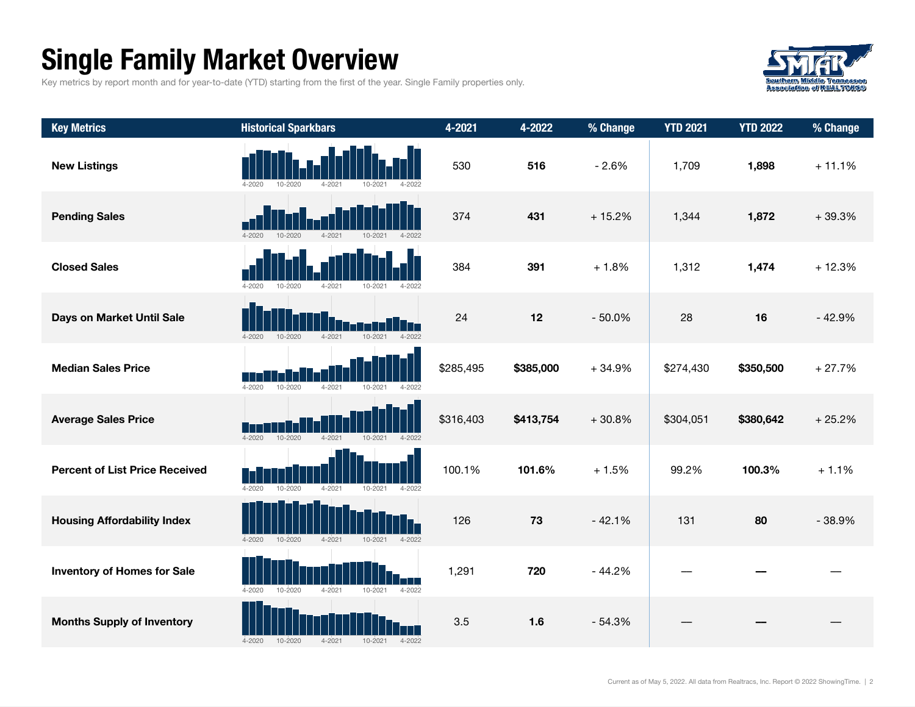# Single Family Market Overview

Key metrics by report month and for year-to-date (YTD) starting from the first of the year. Single Family properties only.

| Key Metrics | Historical Sparkbars | 4-2021 | 4-2022 | % Change | YTD 2021 | YTD 2022 | % Change |
|---|---|---|---|---|---|---|---|
| **New Listings** | 4-2020 10-2020 4-2021 10-2021 4-2022 | 530 | **516** | - 2.6% | 1,709 | **1,898** | + 11.1% |
| **Pending Sales** | 4-2020 10-2020 4-2021 10-2021 4-2022 | 374 | **431** | + 15.2% | 1,344 | **1,872** | + 39.3% |
| **Closed Sales** | 4-2020 10-2020 4-2021 10-2021 4-2022 | 384 | **391** | + 1.8% | 1,312 | **1,474** | + 12.3% |
| **Days on Market Until Sale** | 4-2020 10-2020 4-2021 10-2021 4-2022 | 24 | **12** | - 50.0% | 28 | **16** | - 42.9% |
| **Median Sales Price** | 4-2020 10-2020 4-2021 10-2021 4-2022 | $285,495 | **$385,000** | + 34.9% | $274,430 | **$350,500** | + 27.7% |
| **Average Sales Price** | 4-2020 10-2020 4-2021 10-2021 4-2022 | $316,403 | **$413,754** | + 30.8% | $304,051 | **$380,642** | + 25.2% |
| **Percent of List Price Received** | 4-2020 10-2020 4-2021 10-2021 4-2022 | 100.1% | **101.6%** | + 1.5% | 99.2% | **100.3%** | + 1.1% |
| **Housing Affordability Index** | 4-2020 10-2020 4-2021 10-2021 4-2022 | 126 | **73** | - 42.1% | 131 | **80** | - 38.9% |
| **Inventory of Homes for Sale** | 4-2020 10-2020 4-2021 10-2021 4-2022 | 1,291 | **720** | - 44.2% | — | **—** | — |
| **Months Supply of Inventory** | 4-2020 10-2020 4-2021 10-2021 4-2022 | 3.5 | **1.6** | - 54.3% | — | **—** | — |

Current as of May 5, 2022. All data from Realtracs, Inc. Report © 2022 ShowingTime.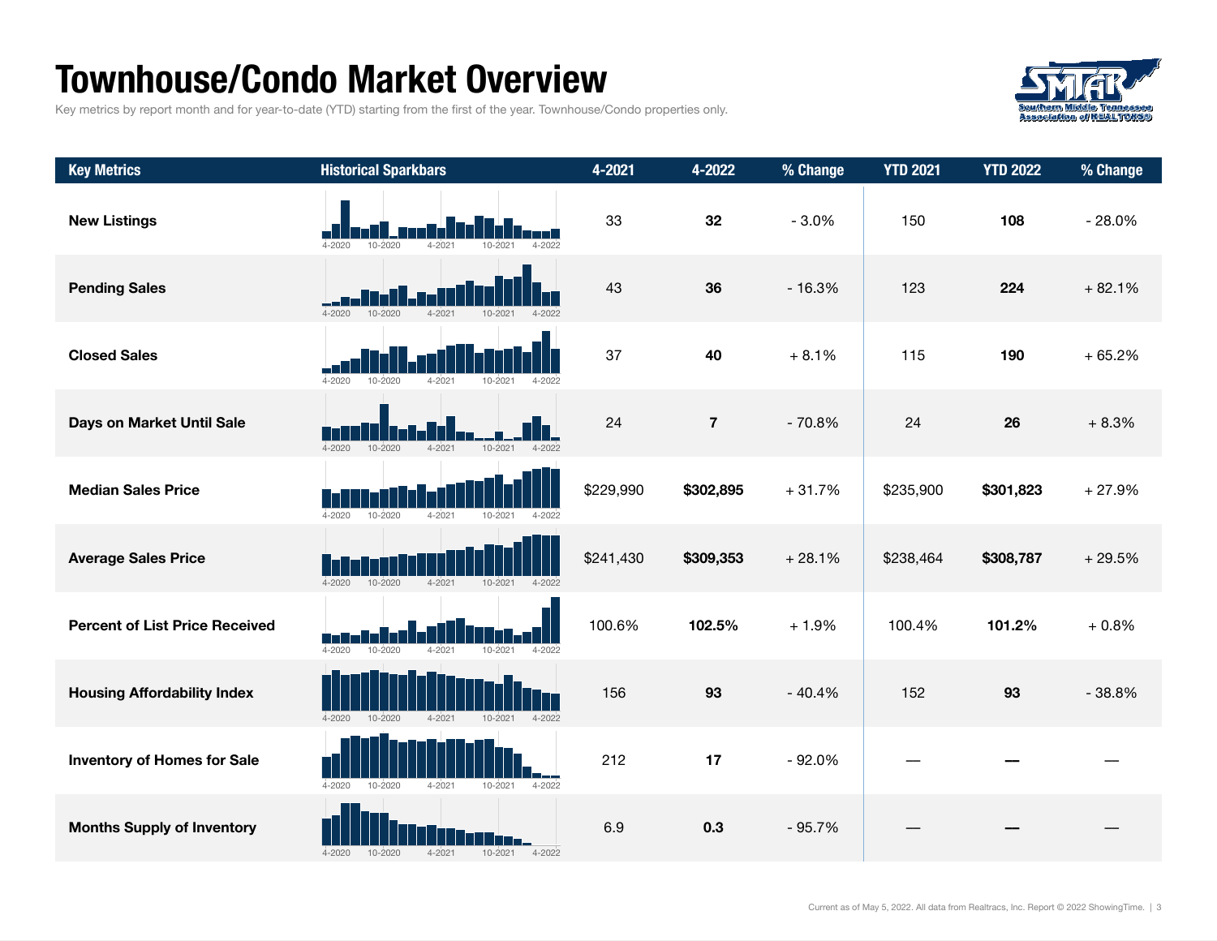# Townhouse/Condo Market Overview

Key metrics by report month and for year-to-date (YTD) starting from the first of the year. Townhouse/Condo properties only.

| Key Metrics | Historical Sparkbars | 4-2021 | 4-2022 | % Change | YTD 2021 | YTD 2022 | % Change |
| --- | --- | --- | --- | --- | --- | --- | --- |
| New Listings | 4-2020 10-2020 4-2021 10-2021 4-2022 | 33 | **32** | - 3.0% | 150 | **108** | - 28.0% |
| Pending Sales | 4-2020 10-2020 4-2021 10-2021 4-2022 | 43 | **36** | - 16.3% | 123 | **224** | + 82.1% |
| Closed Sales | 4-2020 10-2020 4-2021 10-2021 4-2022 | 37 | **40** | + 8.1% | 115 | **190** | + 65.2% |
| Days on Market Until Sale | 4-2020 10-2020 4-2021 10-2021 4-2022 | 24 | **7** | - 70.8% | 24 | **26** | + 8.3% |
| Median Sales Price | 4-2020 10-2020 4-2021 10-2021 4-2022 | $229,990 | **$302,895** | + 31.7% | $235,900 | **$301,823** | + 27.9% |
| Average Sales Price | 4-2020 10-2020 4-2021 10-2021 4-2022 | $241,430 | **$309,353** | + 28.1% | $238,464 | **$308,787** | + 29.5% |
| Percent of List Price Received | 4-2020 10-2020 4-2021 10-2021 4-2022 | 100.6% | **102.5%** | + 1.9% | 100.4% | **101.2%** | + 0.8% |
| Housing Affordability Index | 4-2020 10-2020 4-2021 10-2021 4-2022 | 156 | **93** | - 40.4% | 152 | **93** | - 38.8% |
| Inventory of Homes for Sale | 4-2020 10-2020 4-2021 10-2021 4-2022 | 212 | **17** | - 92.0% | — | **—** | — |
| Months Supply of Inventory | 4-2020 10-2020 4-2021 10-2021 4-2022 | 6.9 | **0.3** | - 95.7% | — | **—** | — |

Current as of May 5, 2022. All data from Realtracs, Inc. Report © 2022 ShowingTime.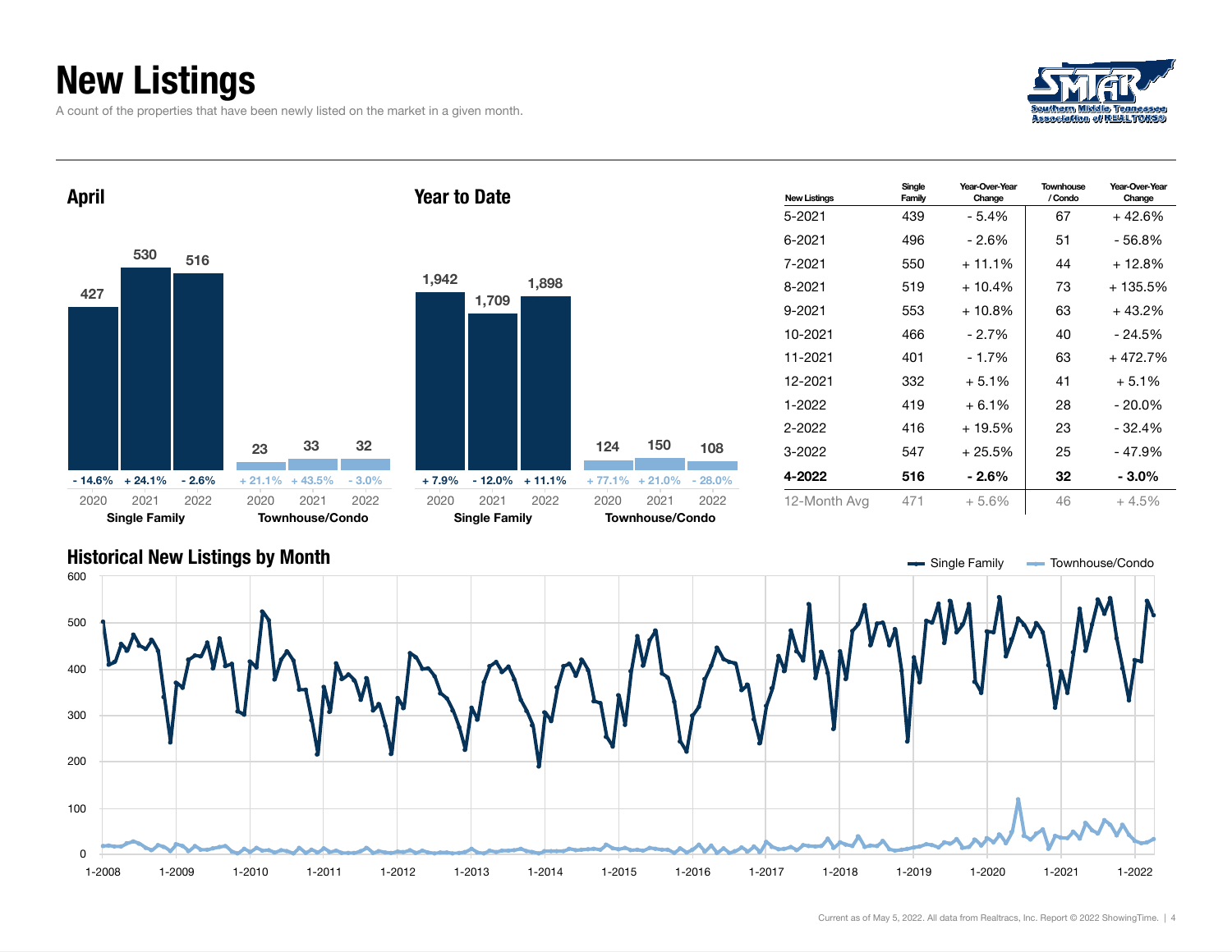# New Listings

A count of the properties that have been newly listed on the market in a given month.

## April

| | 2020 | 2021 | 2022 |
|---|---|---|---|
| Single Family | 427 | 530 | 516 |
| Change | - 14.6% | + 24.1% | - 2.6% |
| Townhouse/Condo | 23 | 33 | 32 |
| Change | + 21.1% | + 43.5% | - 3.0% |

## Year to Date

| | 2020 | 2021 | 2022 |
|---|---|---|---|
| Single Family | 1,942 | 1,709 | 1,898 |
| Change | + 7.9% | - 12.0% | + 11.1% |
| Townhouse/Condo | 124 | 150 | 108 |
| Change | + 77.1% | + 21.0% | - 28.0% |

| New Listings | Single Family | Year-Over-Year Change | Townhouse / Condo | Year-Over-Year Change |
|---|---|---|---|---|
| 5-2021 | 439 | - 5.4% | 67 | + 42.6% |
| 6-2021 | 496 | - 2.6% | 51 | - 56.8% |
| 7-2021 | 550 | + 11.1% | 44 | + 12.8% |
| 8-2021 | 519 | + 10.4% | 73 | + 135.5% |
| 9-2021 | 553 | + 10.8% | 63 | + 43.2% |
| 10-2021 | 466 | - 2.7% | 40 | - 24.5% |
| 11-2021 | 401 | - 1.7% | 63 | + 472.7% |
| 12-2021 | 332 | + 5.1% | 41 | + 5.1% |
| 1-2022 | 419 | + 6.1% | 28 | - 20.0% |
| 2-2022 | 416 | + 19.5% | 23 | - 32.4% |
| 3-2022 | 547 | + 25.5% | 25 | - 47.9% |
| **4-2022** | **516** | **- 2.6%** | **32** | **- 3.0%** |
| 12-Month Avg | 471 | + 5.6% | 46 | + 4.5% |

## Historical New Listings by Month

Single Family — Townhouse/Condo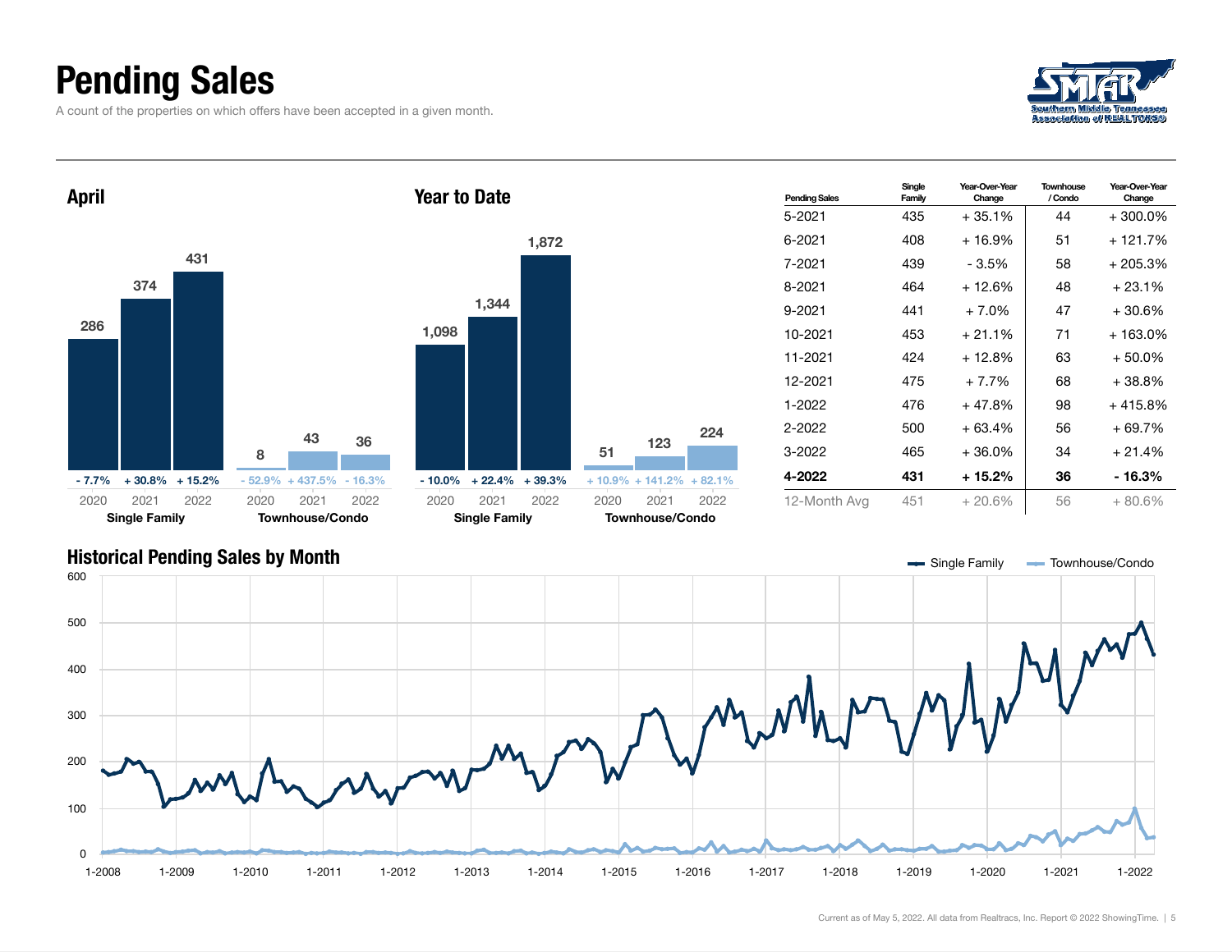# Pending Sales

A count of the properties on which offers have been accepted in a given month.

## April

| | 2020 | 2021 | 2022 |
|---|---|---|---|
| Single Family | 286 | 374 | 431 |
| Change | - 7.7% | + 30.8% | + 15.2% |
| Townhouse/Condo | 8 | 43 | 36 |
| Change | - 52.9% | + 437.5% | - 16.3% |

## Year to Date

| | 2020 | 2021 | 2022 |
|---|---|---|---|
| Single Family | 1,098 | 1,344 | 1,872 |
| Change | - 10.0% | + 22.4% | + 39.3% |
| Townhouse/Condo | 51 | 123 | 224 |
| Change | + 10.9% | + 141.2% | + 82.1% |

| Pending Sales | Single Family | Year-Over-Year Change | Townhouse / Condo | Year-Over-Year Change |
|---|---|---|---|---|
| 5-2021 | 435 | + 35.1% | 44 | + 300.0% |
| 6-2021 | 408 | + 16.9% | 51 | + 121.7% |
| 7-2021 | 439 | - 3.5% | 58 | + 205.3% |
| 8-2021 | 464 | + 12.6% | 48 | + 23.1% |
| 9-2021 | 441 | + 7.0% | 47 | + 30.6% |
| 10-2021 | 453 | + 21.1% | 71 | + 163.0% |
| 11-2021 | 424 | + 12.8% | 63 | + 50.0% |
| 12-2021 | 475 | + 7.7% | 68 | + 38.8% |
| 1-2022 | 476 | + 47.8% | 98 | + 415.8% |
| 2-2022 | 500 | + 63.4% | 56 | + 69.7% |
| 3-2022 | 465 | + 36.0% | 34 | + 21.4% |
| **4-2022** | **431** | **+ 15.2%** | **36** | **- 16.3%** |
| 12-Month Avg | 451 | + 20.6% | 56 | + 80.6% |

## Historical Pending Sales by Month

Single Family — Townhouse/Condo

Current as of May 5, 2022. All data from Realtracs, Inc. Report © 2022 ShowingTime.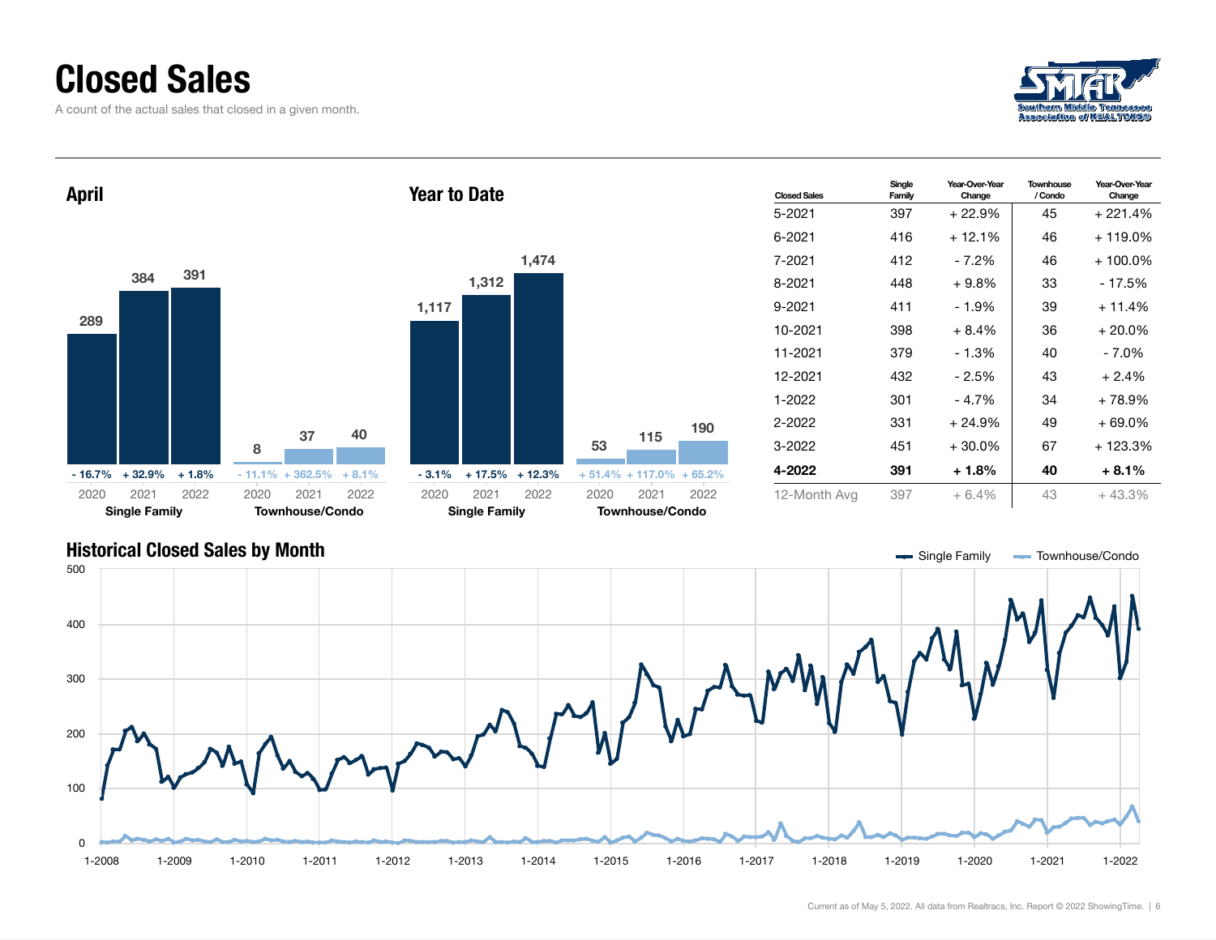# Closed Sales

A count of the actual sales that closed in a given month.

## April

| | 2020 | 2021 | 2022 |
|---|---|---|---|
| Single Family | 289 | 384 | 391 |
| Change | - 16.7% | + 32.9% | + 1.8% |
| Townhouse/Condo | 8 | 37 | 40 |
| Change | - 11.1% | + 362.5% | + 8.1% |

## Year to Date

| | 2020 | 2021 | 2022 |
|---|---|---|---|
| Single Family | 1,117 | 1,312 | 1,474 |
| Change | - 3.1% | + 17.5% | + 12.3% |
| Townhouse/Condo | 53 | 115 | 190 |
| Change | + 51.4% | + 117.0% | + 65.2% |

| Closed Sales | Single Family | Year-Over-Year Change | Townhouse / Condo | Year-Over-Year Change |
|---|---|---|---|---|
| 5-2021 | 397 | + 22.9% | 45 | + 221.4% |
| 6-2021 | 416 | + 12.1% | 46 | + 119.0% |
| 7-2021 | 412 | - 7.2% | 46 | + 100.0% |
| 8-2021 | 448 | + 9.8% | 33 | - 17.5% |
| 9-2021 | 411 | - 1.9% | 39 | + 11.4% |
| 10-2021 | 398 | + 8.4% | 36 | + 20.0% |
| 11-2021 | 379 | - 1.3% | 40 | - 7.0% |
| 12-2021 | 432 | - 2.5% | 43 | + 2.4% |
| 1-2022 | 301 | - 4.7% | 34 | + 78.9% |
| 2-2022 | 331 | + 24.9% | 49 | + 69.0% |
| 3-2022 | 451 | + 30.0% | 67 | + 123.3% |
| **4-2022** | **391** | **+ 1.8%** | **40** | **+ 8.1%** |
| 12-Month Avg | 397 | + 6.4% | 43 | + 43.3% |

## Historical Closed Sales by Month

Single Family — Townhouse/Condo

Current as of May 5, 2022. All data from Realtracs, Inc. Report © 2022 ShowingTime.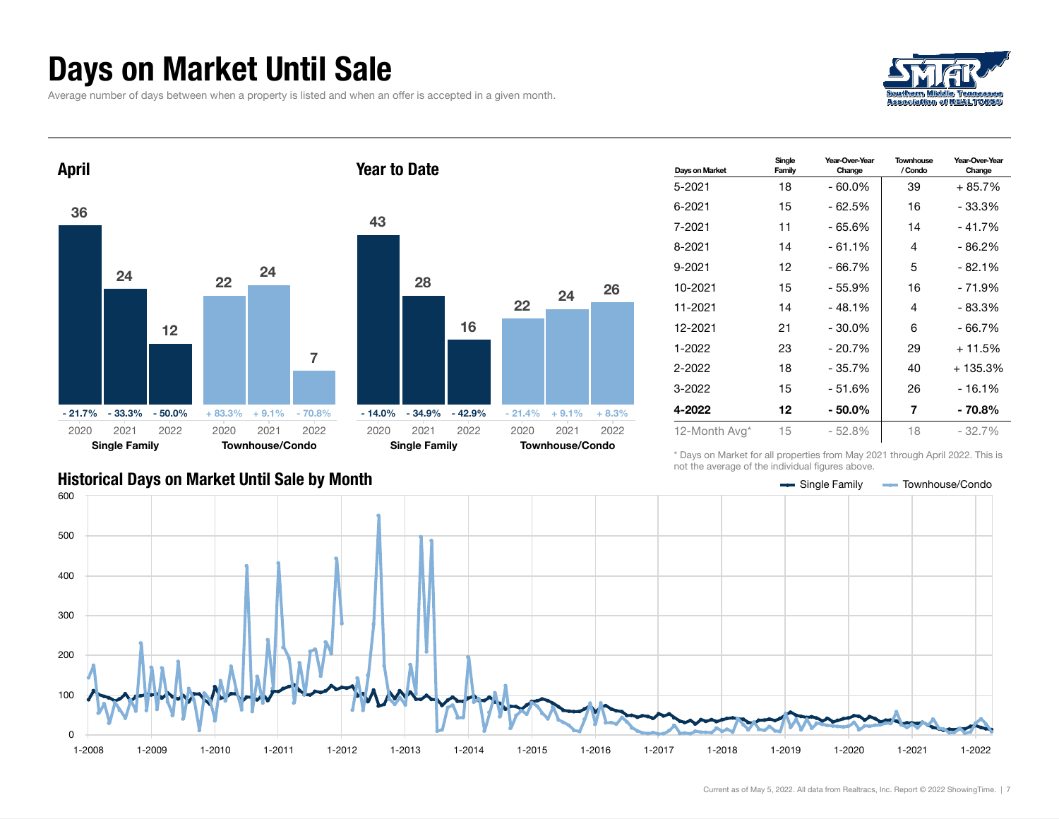# Days on Market Until Sale

Average number of days between when a property is listed and when an offer is accepted in a given month.

## April

| | 2020 | 2021 | 2022 |
|---|---|---|---|
| Single Family | 36 | 24 | 12 |
| Change | - 21.7% | - 33.3% | - 50.0% |
| Townhouse/Condo | 22 | 24 | 7 |
| Change | + 83.3% | + 9.1% | - 70.8% |

## Year to Date

| | 2020 | 2021 | 2022 |
|---|---|---|---|
| Single Family | 43 | 28 | 16 |
| Change | - 14.0% | - 34.9% | - 42.9% |
| Townhouse/Condo | 22 | 24 | 26 |
| Change | - 21.4% | + 9.1% | + 8.3% |

| Days on Market | Single Family | Year-Over-Year Change | Townhouse / Condo | Year-Over-Year Change |
|---|---|---|---|---|
| 5-2021 | 18 | - 60.0% | 39 | + 85.7% |
| 6-2021 | 15 | - 62.5% | 16 | - 33.3% |
| 7-2021 | 11 | - 65.6% | 14 | - 41.7% |
| 8-2021 | 14 | - 61.1% | 4 | - 86.2% |
| 9-2021 | 12 | - 66.7% | 5 | - 82.1% |
| 10-2021 | 15 | - 55.9% | 16 | - 71.9% |
| 11-2021 | 14 | - 48.1% | 4 | - 83.3% |
| 12-2021 | 21 | - 30.0% | 6 | - 66.7% |
| 1-2022 | 23 | - 20.7% | 29 | + 11.5% |
| 2-2022 | 18 | - 35.7% | 40 | + 135.3% |
| 3-2022 | 15 | - 51.6% | 26 | - 16.1% |
| **4-2022** | **12** | **- 50.0%** | **7** | **- 70.8%** |
| 12-Month Avg* | 15 | - 52.8% | 18 | - 32.7% |

\* Days on Market for all properties from May 2021 through April 2022. This is not the average of the individual figures above.

## Historical Days on Market Until Sale by Month

Single Family — Townhouse/Condo

Current as of May 5, 2022. All data from Realtracs, Inc. Report © 2022 ShowingTime.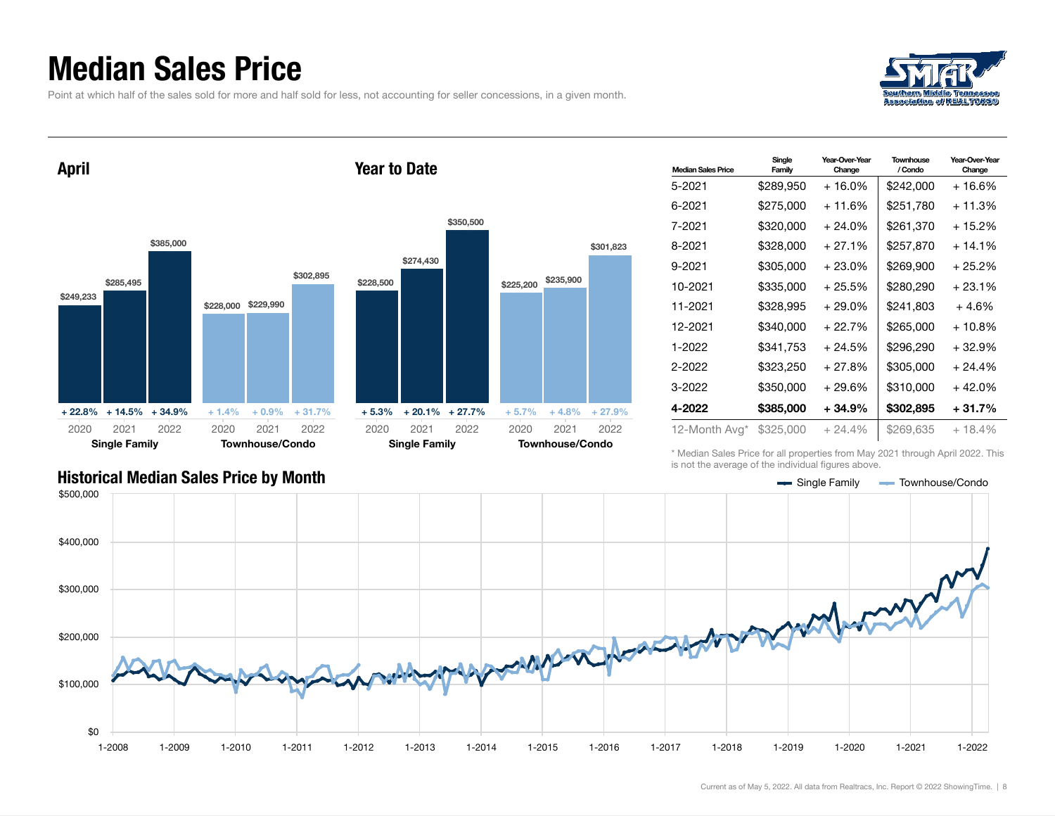# Median Sales Price

Point at which half of the sales sold for more and half sold for less, not accounting for seller concessions, in a given month.

## April

| | 2020 | 2021 | 2022 |
|---|---|---|---|
| Single Family | $249,233 | $285,495 | $385,000 |
| Change | + 22.8% | + 14.5% | + 34.9% |
| Townhouse/Condo | $228,000 | $229,990 | $302,895 |
| Change | + 1.4% | + 0.9% | + 31.7% |

## Year to Date

| | 2020 | 2021 | 2022 |
|---|---|---|---|
| Single Family | $228,500 | $274,430 | $350,500 |
| Change | + 5.3% | + 20.1% | + 27.7% |
| Townhouse/Condo | $225,200 | $235,900 | $301,823 |
| Change | + 5.7% | + 4.8% | + 27.9% |

| Median Sales Price | Single Family | Year-Over-Year Change | Townhouse / Condo | Year-Over-Year Change |
|---|---|---|---|---|
| 5-2021 | $289,950 | + 16.0% | $242,000 | + 16.6% |
| 6-2021 | $275,000 | + 11.6% | $251,780 | + 11.3% |
| 7-2021 | $320,000 | + 24.0% | $261,370 | + 15.2% |
| 8-2021 | $328,000 | + 27.1% | $257,870 | + 14.1% |
| 9-2021 | $305,000 | + 23.0% | $269,900 | + 25.2% |
| 10-2021 | $335,000 | + 25.5% | $280,290 | + 23.1% |
| 11-2021 | $328,995 | + 29.0% | $241,803 | + 4.6% |
| 12-2021 | $340,000 | + 22.7% | $265,000 | + 10.8% |
| 1-2022 | $341,753 | + 24.5% | $296,290 | + 32.9% |
| 2-2022 | $323,250 | + 27.8% | $305,000 | + 24.4% |
| 3-2022 | $350,000 | + 29.6% | $310,000 | + 42.0% |
| **4-2022** | **$385,000** | **+ 34.9%** | **$302,895** | **+ 31.7%** |
| 12-Month Avg* | $325,000 | + 24.4% | $269,635 | + 18.4% |

\* Median Sales Price for all properties from May 2021 through April 2022. This is not the average of the individual figures above.

## Historical Median Sales Price by Month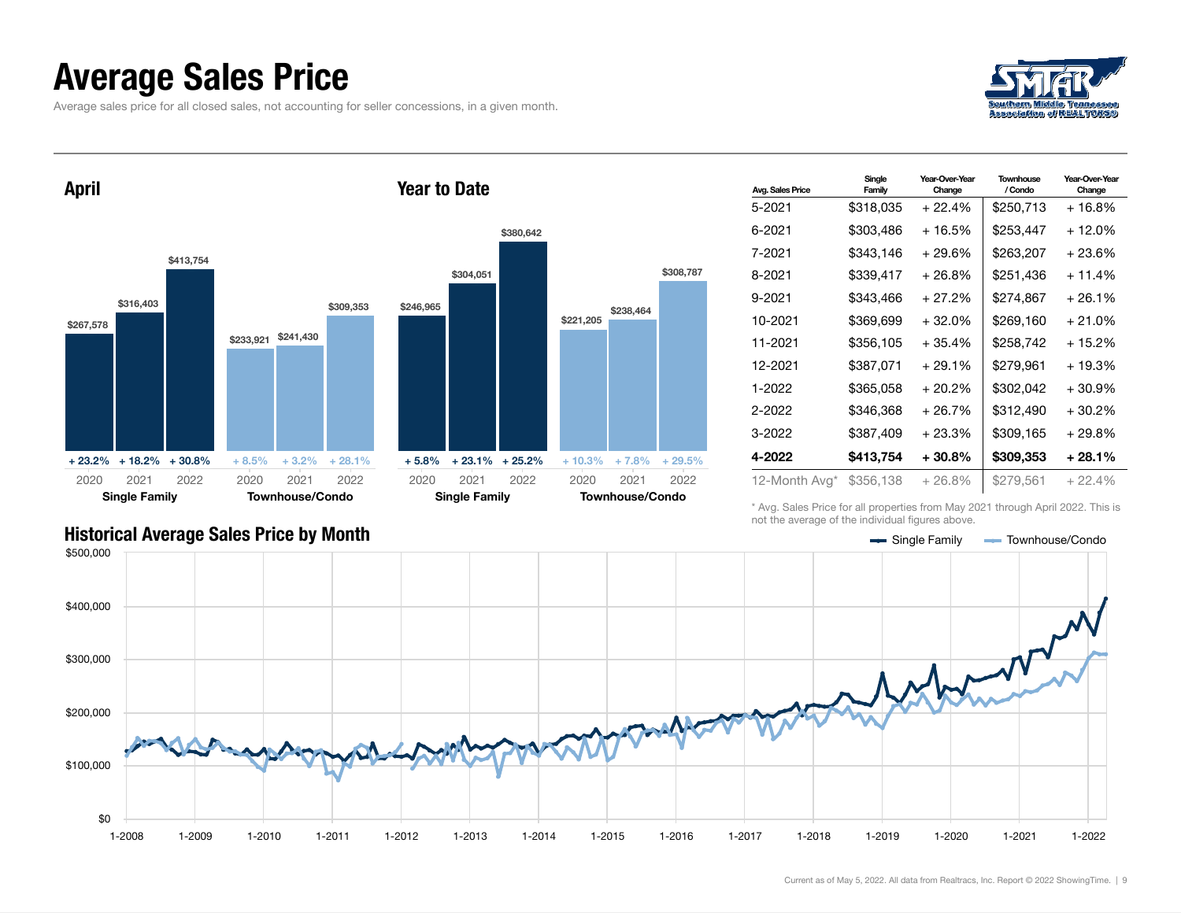# Average Sales Price

Average sales price for all closed sales, not accounting for seller concessions, in a given month.

## April

| | 2020 | 2021 | 2022 |
|---|---|---|---|
| Single Family | $267,578 | $316,403 | $413,754 |
| Change | + 23.2% | + 18.2% | + 30.8% |
| Townhouse/Condo | $233,921 | $241,430 | $309,353 |
| Change | + 8.5% | + 3.2% | + 28.1% |

## Year to Date

| | 2020 | 2021 | 2022 |
|---|---|---|---|
| Single Family | $246,965 | $304,051 | $380,642 |
| Change | + 5.8% | + 23.1% | + 25.2% |
| Townhouse/Condo | $221,205 | $238,464 | $308,787 |
| Change | + 10.3% | + 7.8% | + 29.5% |

| Avg. Sales Price | Single Family | Year-Over-Year Change | Townhouse / Condo | Year-Over-Year Change |
|---|---|---|---|---|
| 5-2021 | $318,035 | + 22.4% | $250,713 | + 16.8% |
| 6-2021 | $303,486 | + 16.5% | $253,447 | + 12.0% |
| 7-2021 | $343,146 | + 29.6% | $263,207 | + 23.6% |
| 8-2021 | $339,417 | + 26.8% | $251,436 | + 11.4% |
| 9-2021 | $343,466 | + 27.2% | $274,867 | + 26.1% |
| 10-2021 | $369,699 | + 32.0% | $269,160 | + 21.0% |
| 11-2021 | $356,105 | + 35.4% | $258,742 | + 15.2% |
| 12-2021 | $387,071 | + 29.1% | $279,961 | + 19.3% |
| 1-2022 | $365,058 | + 20.2% | $302,042 | + 30.9% |
| 2-2022 | $346,368 | + 26.7% | $312,490 | + 30.2% |
| 3-2022 | $387,409 | + 23.3% | $309,165 | + 29.8% |
| **4-2022** | **$413,754** | **+ 30.8%** | **$309,353** | **+ 28.1%** |
| 12-Month Avg* | $356,138 | + 26.8% | $279,561 | + 22.4% |

\* Avg. Sales Price for all properties from May 2021 through April 2022. This is not the average of the individual figures above.

## Historical Average Sales Price by Month

Single Family | Townhouse/Condo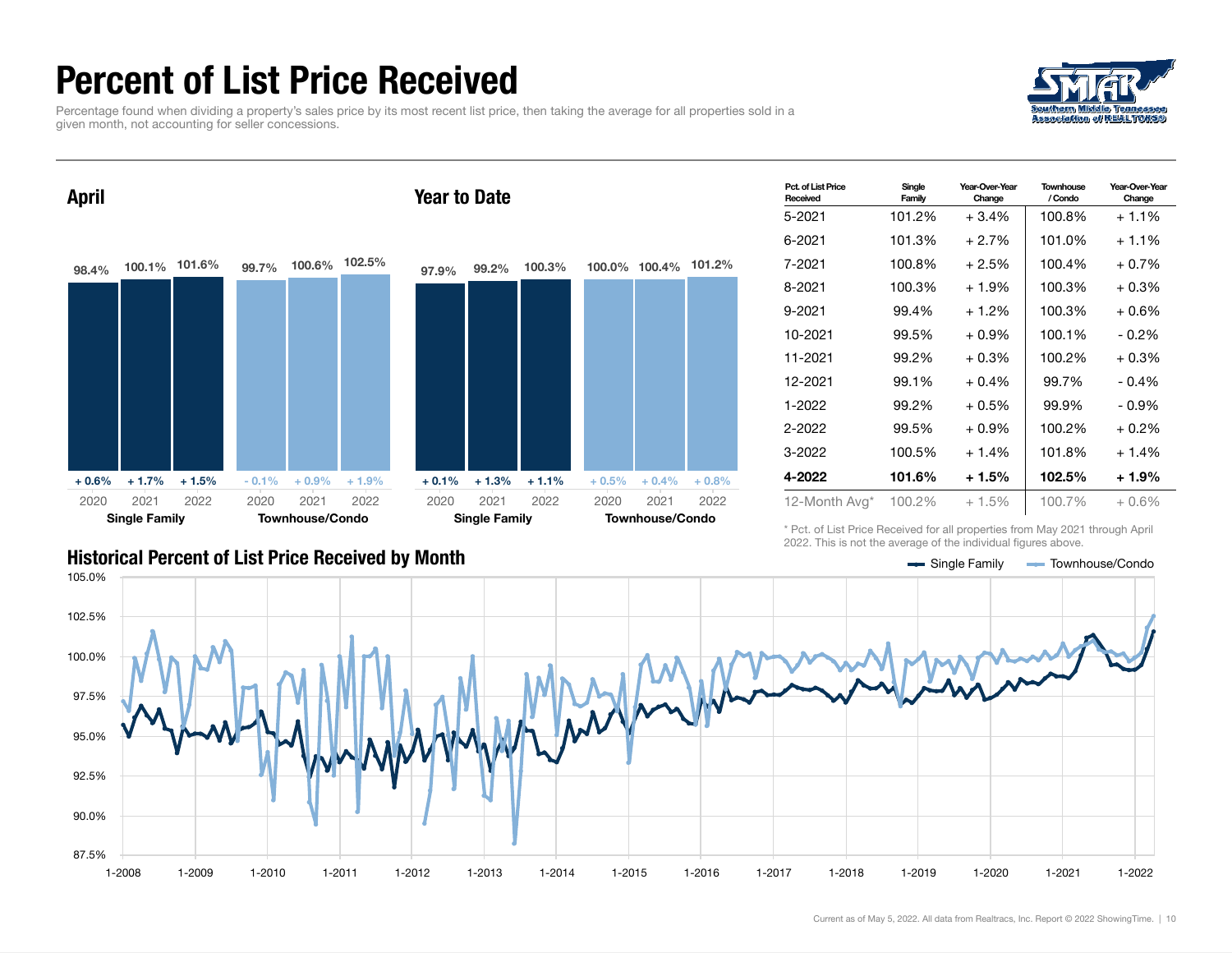# Percent of List Price Received

Percentage found when dividing a property's sales price by its most recent list price, then taking the average for all properties sold in a given month, not accounting for seller concessions.

## April

| | 2020 | 2021 | 2022 |
|---|---|---|---|
| Single Family | 98.4% | 100.1% | 101.6% |
| Change | + 0.6% | + 1.7% | + 1.5% |
| Townhouse/Condo | 99.7% | 100.6% | 102.5% |
| Change | - 0.1% | + 0.9% | + 1.9% |

## Year to Date

| | 2020 | 2021 | 2022 |
|---|---|---|---|
| Single Family | 97.9% | 99.2% | 100.3% |
| Change | + 0.1% | + 1.3% | + 1.1% |
| Townhouse/Condo | 100.0% | 100.4% | 101.2% |
| Change | + 0.5% | + 0.4% | + 0.8% |

| Pct. of List Price Received | Single Family | Year-Over-Year Change | Townhouse / Condo | Year-Over-Year Change |
|---|---|---|---|---|
| 5-2021 | 101.2% | + 3.4% | 100.8% | + 1.1% |
| 6-2021 | 101.3% | + 2.7% | 101.0% | + 1.1% |
| 7-2021 | 100.8% | + 2.5% | 100.4% | + 0.7% |
| 8-2021 | 100.3% | + 1.9% | 100.3% | + 0.3% |
| 9-2021 | 99.4% | + 1.2% | 100.3% | + 0.6% |
| 10-2021 | 99.5% | + 0.9% | 100.1% | - 0.2% |
| 11-2021 | 99.2% | + 0.3% | 100.2% | + 0.3% |
| 12-2021 | 99.1% | + 0.4% | 99.7% | - 0.4% |
| 1-2022 | 99.2% | + 0.5% | 99.9% | - 0.9% |
| 2-2022 | 99.5% | + 0.9% | 100.2% | + 0.2% |
| 3-2022 | 100.5% | + 1.4% | 101.8% | + 1.4% |
| **4-2022** | **101.6%** | **+ 1.5%** | **102.5%** | **+ 1.9%** |
| 12-Month Avg* | 100.2% | + 1.5% | 100.7% | + 0.6% |

\* Pct. of List Price Received for all properties from May 2021 through April 2022. This is not the average of the individual figures above.

## Historical Percent of List Price Received by Month

Single Family / Townhouse/Condo

Current as of May 5, 2022. All data from Realtracs, Inc. Report © 2022 ShowingTime.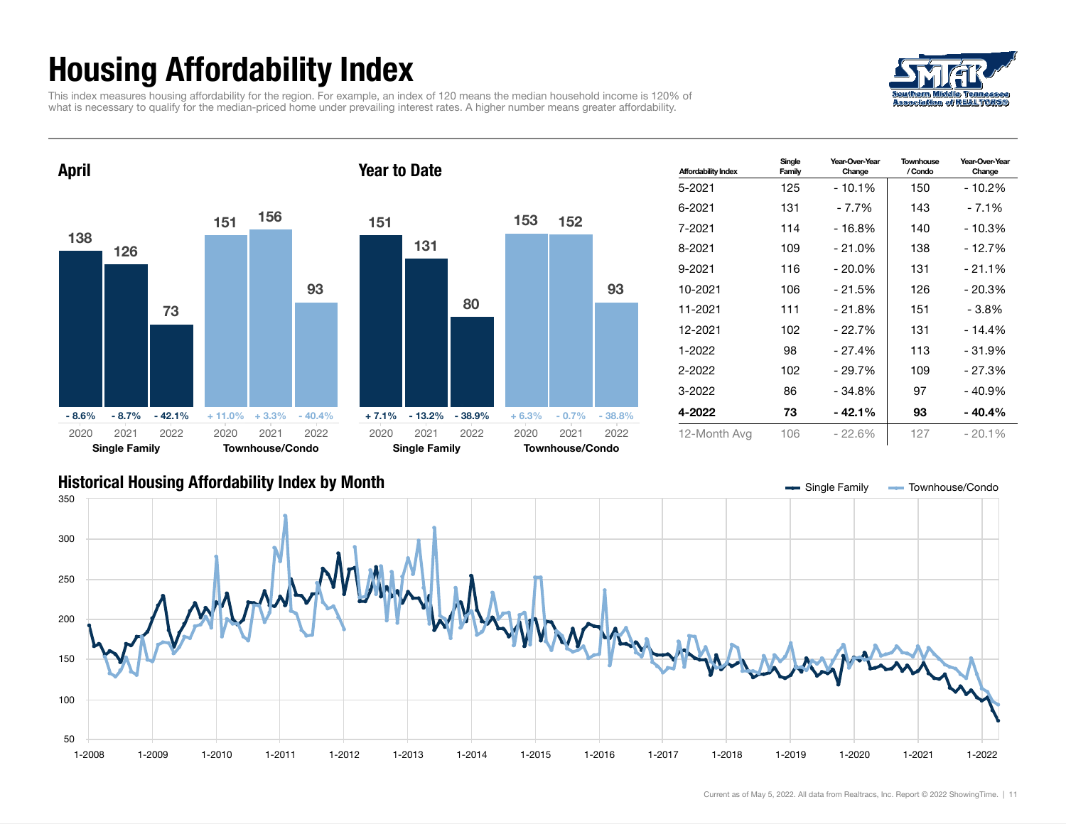# Housing Affordability Index

This index measures housing affordability for the region. For example, an index of 120 means the median household income is 120% of what is necessary to qualify for the median-priced home under prevailing interest rates. A higher number means greater affordability.

## April

| | 2020 | 2021 | 2022 |
|---|---|---|---|
| Single Family | 138 | 126 | 73 |
| Change | - 8.6% | - 8.7% | - 42.1% |
| Townhouse/Condo | 151 | 156 | 93 |
| Change | + 11.0% | + 3.3% | - 40.4% |

## Year to Date

| | 2020 | 2021 | 2022 |
|---|---|---|---|
| Single Family | 151 | 131 | 80 |
| Change | + 7.1% | - 13.2% | - 38.9% |
| Townhouse/Condo | 153 | 152 | 93 |
| Change | + 6.3% | - 0.7% | - 38.8% |

| Affordability Index | Single Family | Year-Over-Year Change | Townhouse / Condo | Year-Over-Year Change |
|---|---|---|---|---|
| 5-2021 | 125 | - 10.1% | 150 | - 10.2% |
| 6-2021 | 131 | - 7.7% | 143 | - 7.1% |
| 7-2021 | 114 | - 16.8% | 140 | - 10.3% |
| 8-2021 | 109 | - 21.0% | 138 | - 12.7% |
| 9-2021 | 116 | - 20.0% | 131 | - 21.1% |
| 10-2021 | 106 | - 21.5% | 126 | - 20.3% |
| 11-2021 | 111 | - 21.8% | 151 | - 3.8% |
| 12-2021 | 102 | - 22.7% | 131 | - 14.4% |
| 1-2022 | 98 | - 27.4% | 113 | - 31.9% |
| 2-2022 | 102 | - 29.7% | 109 | - 27.3% |
| 3-2022 | 86 | - 34.8% | 97 | - 40.9% |
| **4-2022** | **73** | **- 42.1%** | **93** | **- 40.4%** |
| 12-Month Avg | 106 | - 22.6% | 127 | - 20.1% |

## Historical Housing Affordability Index by Month

Single Family / Townhouse/Condo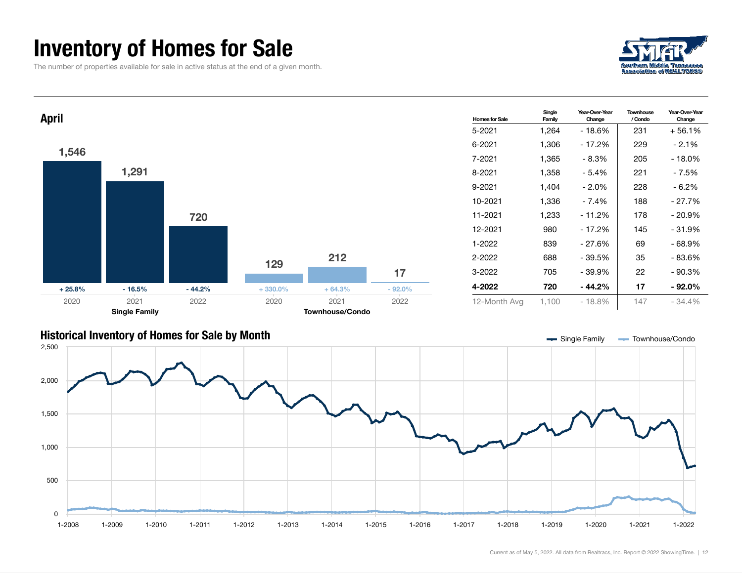# Inventory of Homes for Sale

The number of properties available for sale in active status at the end of a given month.

## April

| | 2020 | 2021 | 2022 |
|---|---|---|---|
| Single Family | 1,546 | 1,291 | 720 |
| Change | + 25.8% | - 16.5% | - 44.2% |
| Townhouse/Condo | 129 | 212 | 17 |
| Change | + 330.0% | + 64.3% | - 92.0% |

| Homes for Sale | Single Family | Year-Over-Year Change | Townhouse / Condo | Year-Over-Year Change |
|---|---|---|---|---|
| 5-2021 | 1,264 | - 18.6% | 231 | + 56.1% |
| 6-2021 | 1,306 | - 17.2% | 229 | - 2.1% |
| 7-2021 | 1,365 | - 8.3% | 205 | - 18.0% |
| 8-2021 | 1,358 | - 5.4% | 221 | - 7.5% |
| 9-2021 | 1,404 | - 2.0% | 228 | - 6.2% |
| 10-2021 | 1,336 | - 7.4% | 188 | - 27.7% |
| 11-2021 | 1,233 | - 11.2% | 178 | - 20.9% |
| 12-2021 | 980 | - 17.2% | 145 | - 31.9% |
| 1-2022 | 839 | - 27.6% | 69 | - 68.9% |
| 2-2022 | 688 | - 39.5% | 35 | - 83.6% |
| 3-2022 | 705 | - 39.9% | 22 | - 90.3% |
| **4-2022** | **720** | **- 44.2%** | **17** | **- 92.0%** |
| 12-Month Avg | 1,100 | - 18.8% | 147 | - 34.4% |

## Historical Inventory of Homes for Sale by Month

Single Family — Townhouse/Condo

Current as of May 5, 2022. All data from Realtracs, Inc. Report © 2022 ShowingTime.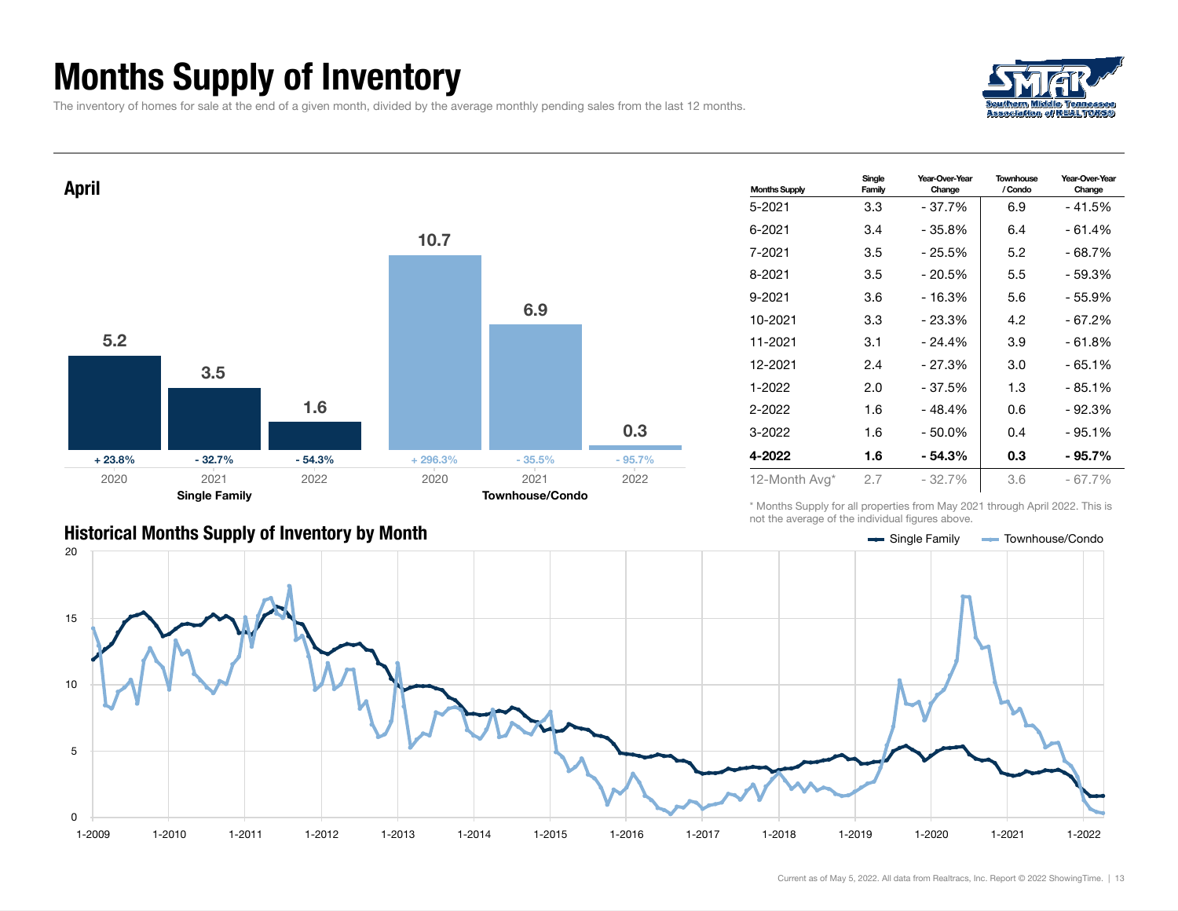# Months Supply of Inventory

The inventory of homes for sale at the end of a given month, divided by the average monthly pending sales from the last 12 months.

## April

| | Single Family | | | Townhouse/Condo | | |
|---|---|---|---|---|---|---|
| | 2020 | 2021 | 2022 | 2020 | 2021 | 2022 |
| Months Supply | 5.2 | 3.5 | 1.6 | 10.7 | 6.9 | 0.3 |
| Change | + 23.8% | - 32.7% | - 54.3% | + 296.3% | - 35.5% | - 95.7% |

| Months Supply | Single Family | Year-Over-Year Change | Townhouse / Condo | Year-Over-Year Change |
|---|---|---|---|---|
| 5-2021 | 3.3 | - 37.7% | 6.9 | - 41.5% |
| 6-2021 | 3.4 | - 35.8% | 6.4 | - 61.4% |
| 7-2021 | 3.5 | - 25.5% | 5.2 | - 68.7% |
| 8-2021 | 3.5 | - 20.5% | 5.5 | - 59.3% |
| 9-2021 | 3.6 | - 16.3% | 5.6 | - 55.9% |
| 10-2021 | 3.3 | - 23.3% | 4.2 | - 67.2% |
| 11-2021 | 3.1 | - 24.4% | 3.9 | - 61.8% |
| 12-2021 | 2.4 | - 27.3% | 3.0 | - 65.1% |
| 1-2022 | 2.0 | - 37.5% | 1.3 | - 85.1% |
| 2-2022 | 1.6 | - 48.4% | 0.6 | - 92.3% |
| 3-2022 | 1.6 | - 50.0% | 0.4 | - 95.1% |
| **4-2022** | **1.6** | **- 54.3%** | **0.3** | **- 95.7%** |
| 12-Month Avg* | 2.7 | - 32.7% | 3.6 | - 67.7% |

\* Months Supply for all properties from May 2021 through April 2022. This is not the average of the individual figures above.

## Historical Months Supply of Inventory by Month

Single Family — Townhouse/Condo

Current as of May 5, 2022. All data from Realtracs, Inc. Report © 2022 ShowingTime.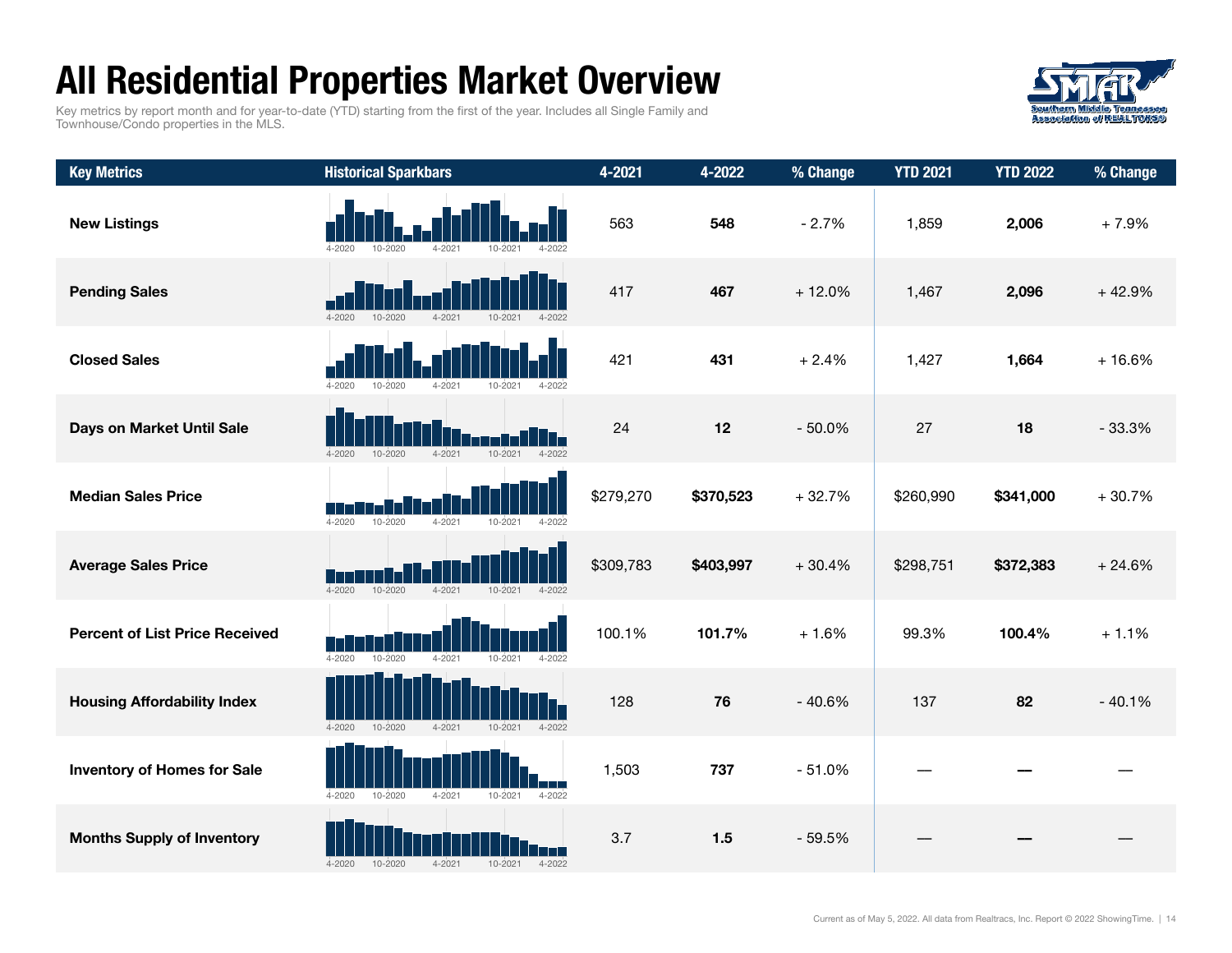# All Residential Properties Market Overview

Key metrics by report month and for year-to-date (YTD) starting from the first of the year. Includes all Single Family and Townhouse/Condo properties in the MLS.

| Key Metrics | Historical Sparkbars | 4-2021 | 4-2022 | % Change | YTD 2021 | YTD 2022 | % Change |
|---|---|---|---|---|---|---|---|
| **New Listings** | 4-2020 10-2020 4-2021 10-2021 4-2022 | 563 | **548** | - 2.7% | 1,859 | **2,006** | + 7.9% |
| **Pending Sales** | 4-2020 10-2020 4-2021 10-2021 4-2022 | 417 | **467** | + 12.0% | 1,467 | **2,096** | + 42.9% |
| **Closed Sales** | 4-2020 10-2020 4-2021 10-2021 4-2022 | 421 | **431** | + 2.4% | 1,427 | **1,664** | + 16.6% |
| **Days on Market Until Sale** | 4-2020 10-2020 4-2021 10-2021 4-2022 | 24 | **12** | - 50.0% | 27 | **18** | - 33.3% |
| **Median Sales Price** | 4-2020 10-2020 4-2021 10-2021 4-2022 | $279,270 | **$370,523** | + 32.7% | $260,990 | **$341,000** | + 30.7% |
| **Average Sales Price** | 4-2020 10-2020 4-2021 10-2021 4-2022 | $309,783 | **$403,997** | + 30.4% | $298,751 | **$372,383** | + 24.6% |
| **Percent of List Price Received** | 4-2020 10-2020 4-2021 10-2021 4-2022 | 100.1% | **101.7%** | + 1.6% | 99.3% | **100.4%** | + 1.1% |
| **Housing Affordability Index** | 4-2020 10-2020 4-2021 10-2021 4-2022 | 128 | **76** | - 40.6% | 137 | **82** | - 40.1% |
| **Inventory of Homes for Sale** | 4-2020 10-2020 4-2021 10-2021 4-2022 | 1,503 | **737** | - 51.0% | — | **—** | — |
| **Months Supply of Inventory** | 4-2020 10-2020 4-2021 10-2021 4-2022 | 3.7 | **1.5** | - 59.5% | — | **—** | — |

Current as of May 5, 2022. All data from Realtracs, Inc. Report © 2022 ShowingTime.